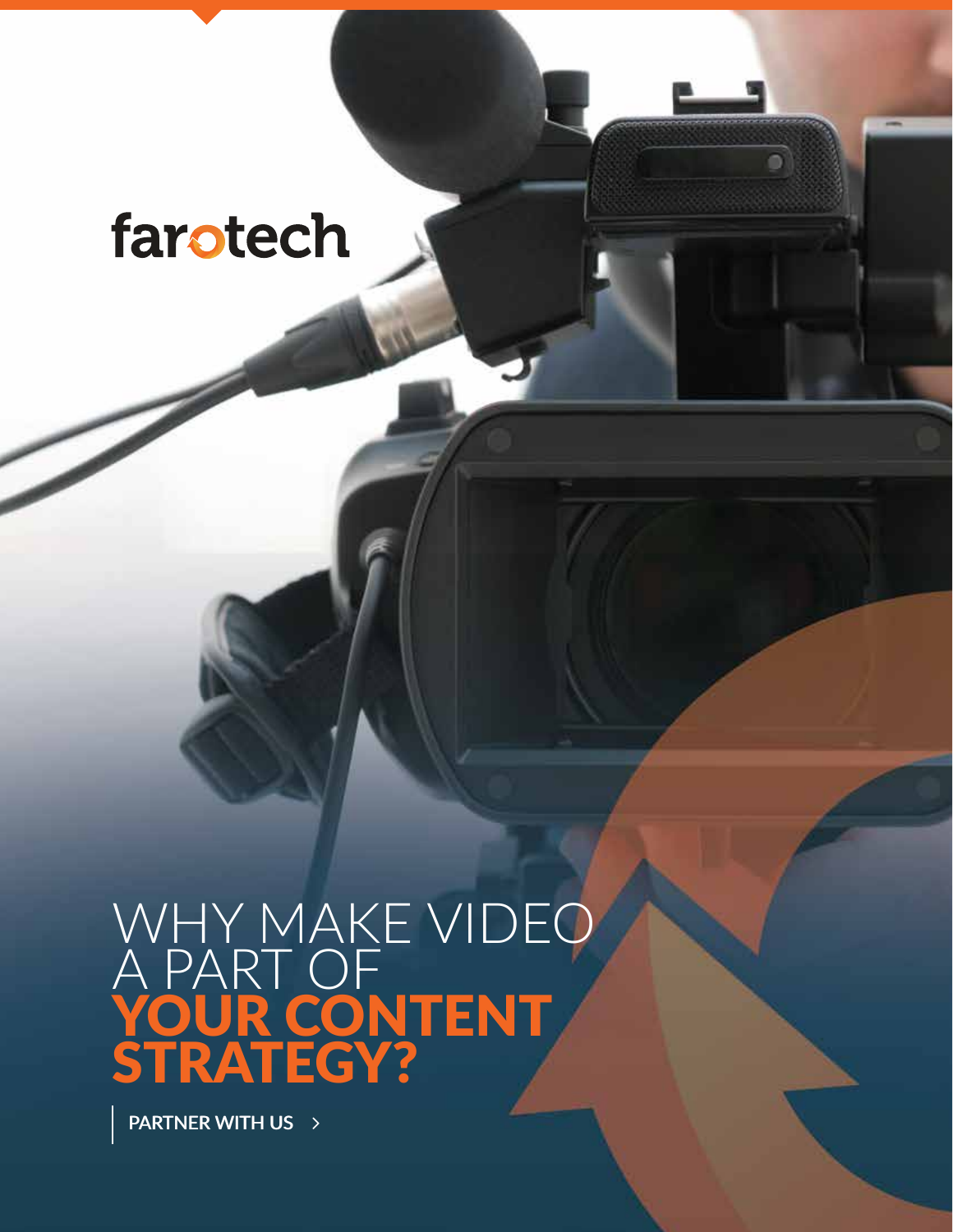farotech

# WHY MAKE VIDEO A PART OF YOUR CONTENT STRATEGY?

PARTNER WITH US >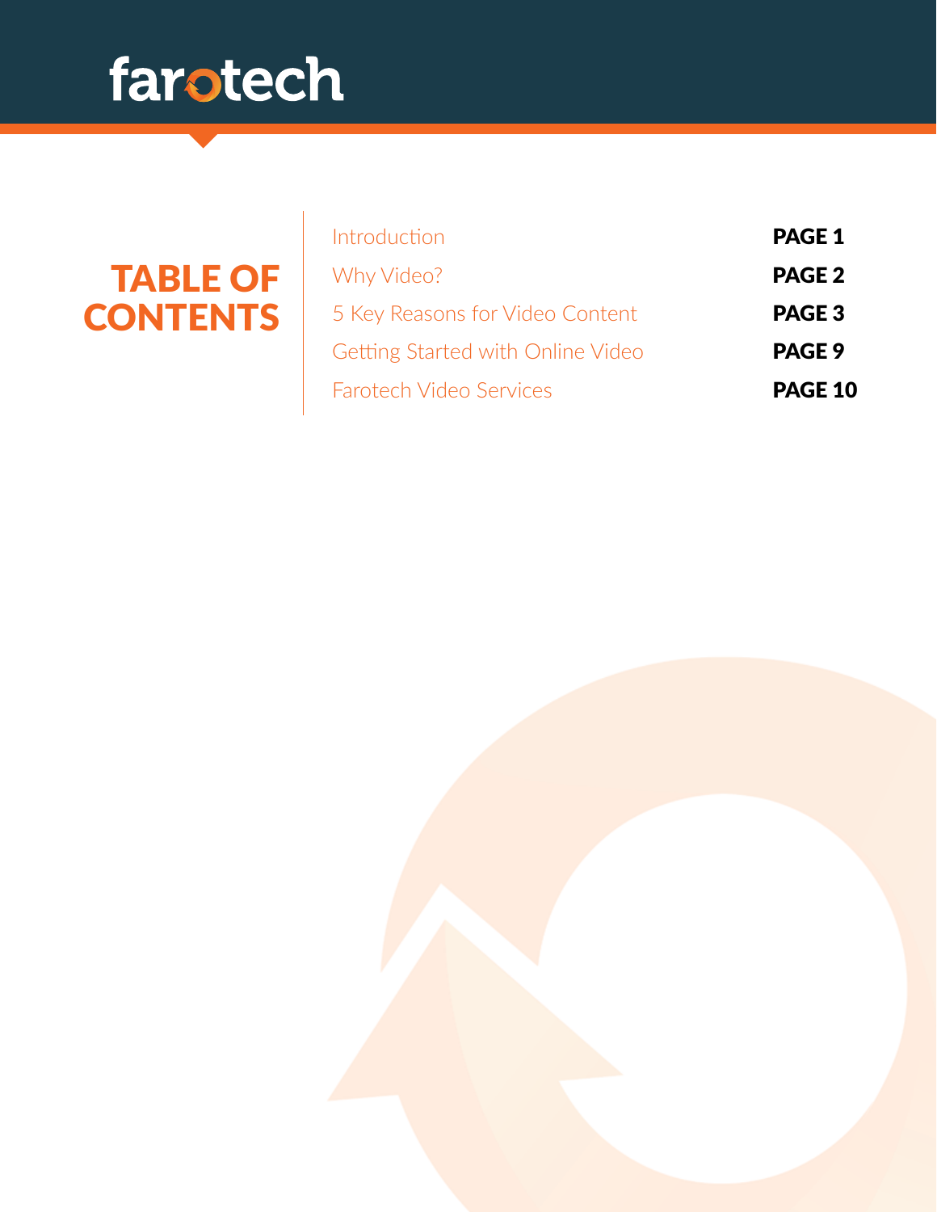# TABLE OF CONTENTS

| | |
|---|---|
| Introduction | **PAGE 1** |
| Why Video? | **PAGE 2** |
| 5 Key Reasons for Video Content | **PAGE 3** |
| Getting Started with Online Video | **PAGE 9** |
| Farotech Video Services | **PAGE 10** |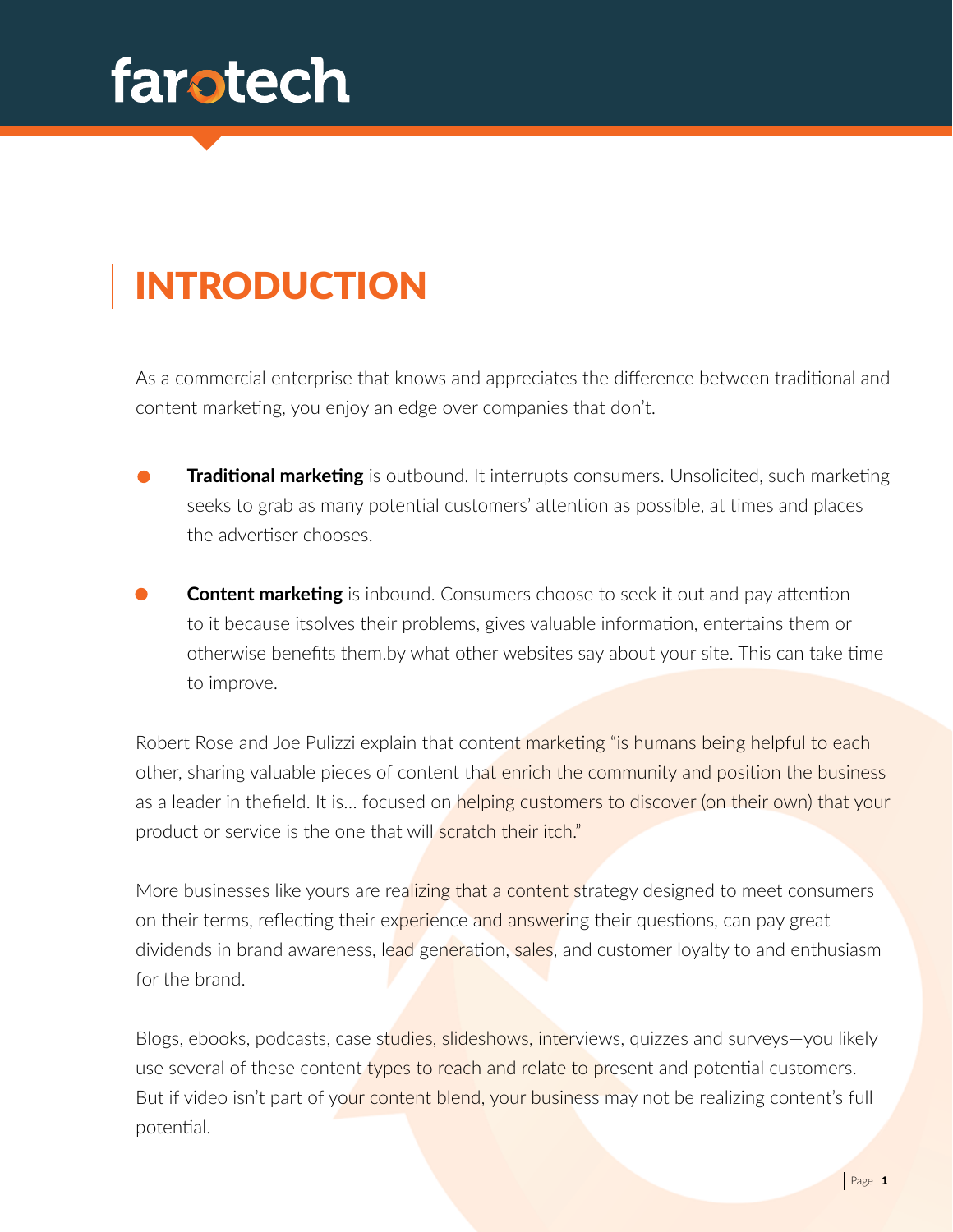# INTRODUCTION

As a commercial enterprise that knows and appreciates the difference between traditional and content marketing, you enjoy an edge over companies that don't.

- **Traditional marketing** is outbound. It interrupts consumers. Unsolicited, such marketing seeks to grab as many potential customers' attention as possible, at times and places the advertiser chooses.

- **Content marketing** is inbound. Consumers choose to seek it out and pay attention to it because itsolves their problems, gives valuable information, entertains them or otherwise benefits them.by what other websites say about your site. This can take time to improve.

Robert Rose and Joe Pulizzi explain that content marketing "is humans being helpful to each other, sharing valuable pieces of content that enrich the community and position the business as a leader in thefield. It is… focused on helping customers to discover (on their own) that your product or service is the one that will scratch their itch."

More businesses like yours are realizing that a content strategy designed to meet consumers on their terms, reflecting their experience and answering their questions, can pay great dividends in brand awareness, lead generation, sales, and customer loyalty to and enthusiasm for the brand.

Blogs, ebooks, podcasts, case studies, slideshows, interviews, quizzes and surveys—you likely use several of these content types to reach and relate to present and potential customers. But if video isn't part of your content blend, your business may not be realizing content's full potential.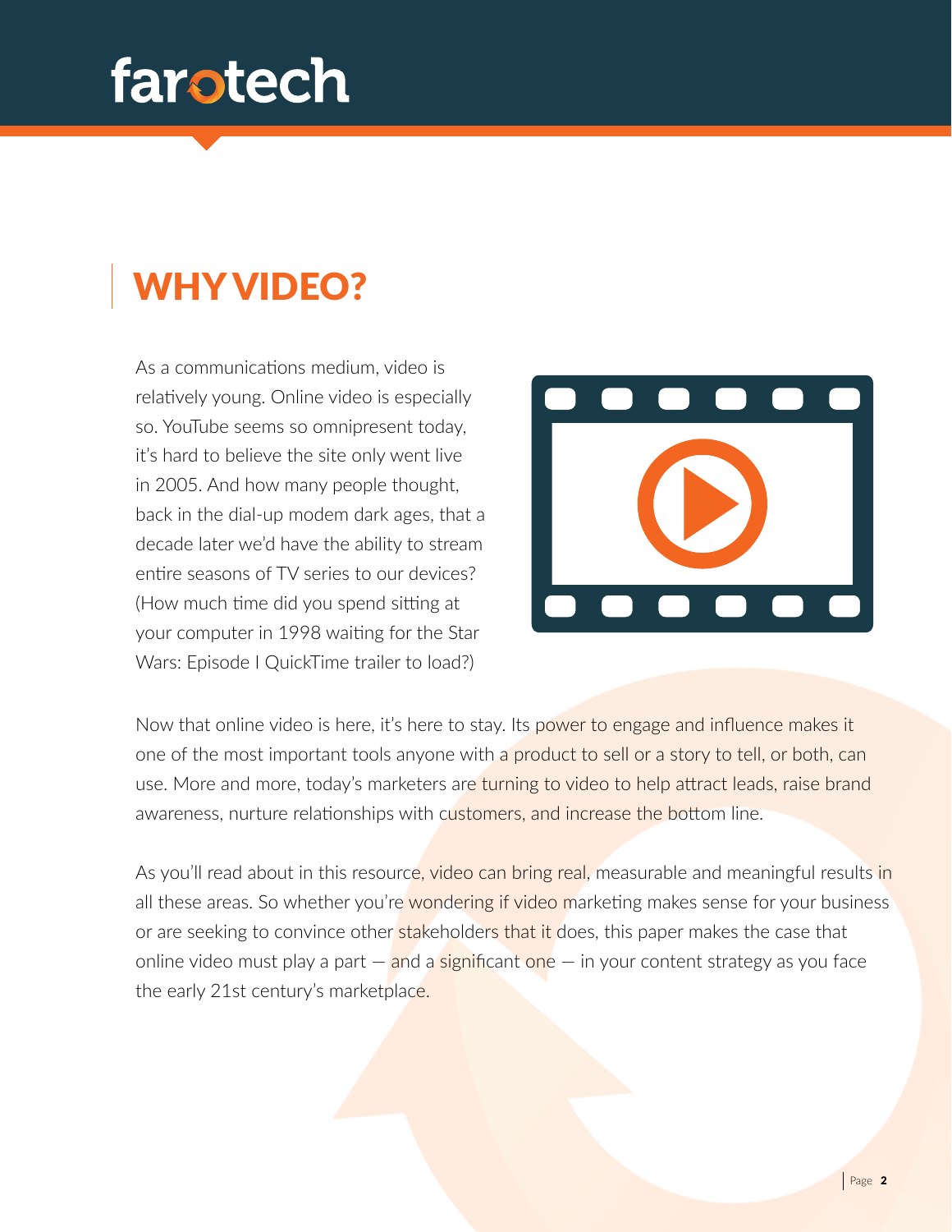# WHY VIDEO?

As a communications medium, video is relatively young. Online video is especially so. YouTube seems so omnipresent today, it's hard to believe the site only went live in 2005. And how many people thought, back in the dial-up modem dark ages, that a decade later we'd have the ability to stream entire seasons of TV series to our devices? (How much time did you spend sitting at your computer in 1998 waiting for the Star Wars: Episode I QuickTime trailer to load?)

Now that online video is here, it's here to stay. Its power to engage and influence makes it one of the most important tools anyone with a product to sell or a story to tell, or both, can use. More and more, today's marketers are turning to video to help attract leads, raise brand awareness, nurture relationships with customers, and increase the bottom line.

As you'll read about in this resource, video can bring real, measurable and meaningful results in all these areas. So whether you're wondering if video marketing makes sense for your business or are seeking to convince other stakeholders that it does, this paper makes the case that online video must play a part — and a significant one — in your content strategy as you face the early 21st century's marketplace.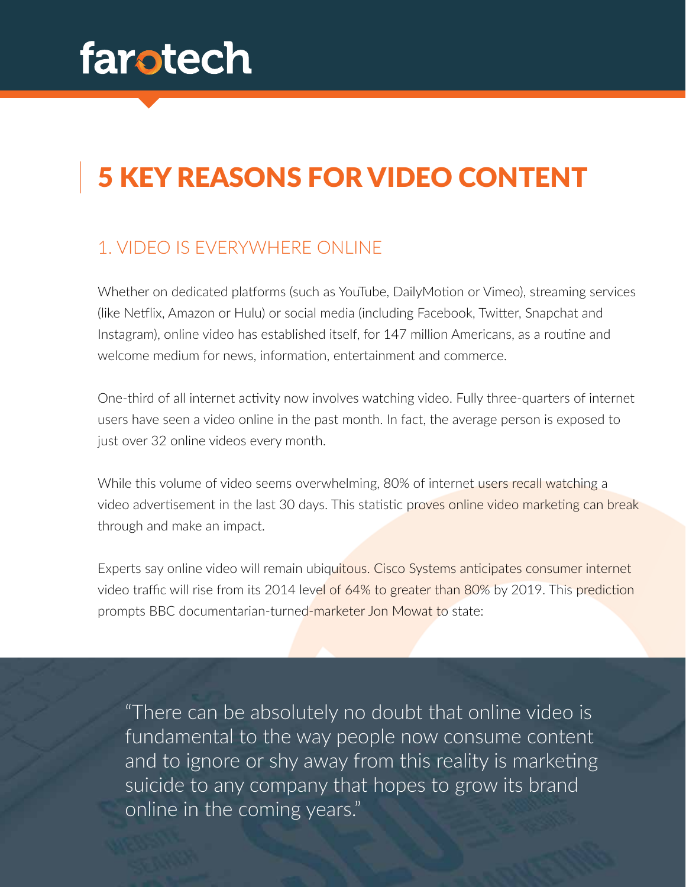# 5 KEY REASONS FOR VIDEO CONTENT

## 1. VIDEO IS EVERYWHERE ONLINE

Whether on dedicated platforms (such as YouTube, DailyMotion or Vimeo), streaming services (like Netflix, Amazon or Hulu) or social media (including Facebook, Twitter, Snapchat and Instagram), online video has established itself, for 147 million Americans, as a routine and welcome medium for news, information, entertainment and commerce.

One-third of all internet activity now involves watching video. Fully three-quarters of internet users have seen a video online in the past month. In fact, the average person is exposed to just over 32 online videos every month.

While this volume of video seems overwhelming, 80% of internet users recall watching a video advertisement in the last 30 days. This statistic proves online video marketing can break through and make an impact.

Experts say online video will remain ubiquitous. Cisco Systems anticipates consumer internet video traffic will rise from its 2014 level of 64% to greater than 80% by 2019. This prediction prompts BBC documentarian-turned-marketer Jon Mowat to state:

> "There can be absolutely no doubt that online video is fundamental to the way people now consume content and to ignore or shy away from this reality is marketing suicide to any company that hopes to grow its brand online in the coming years."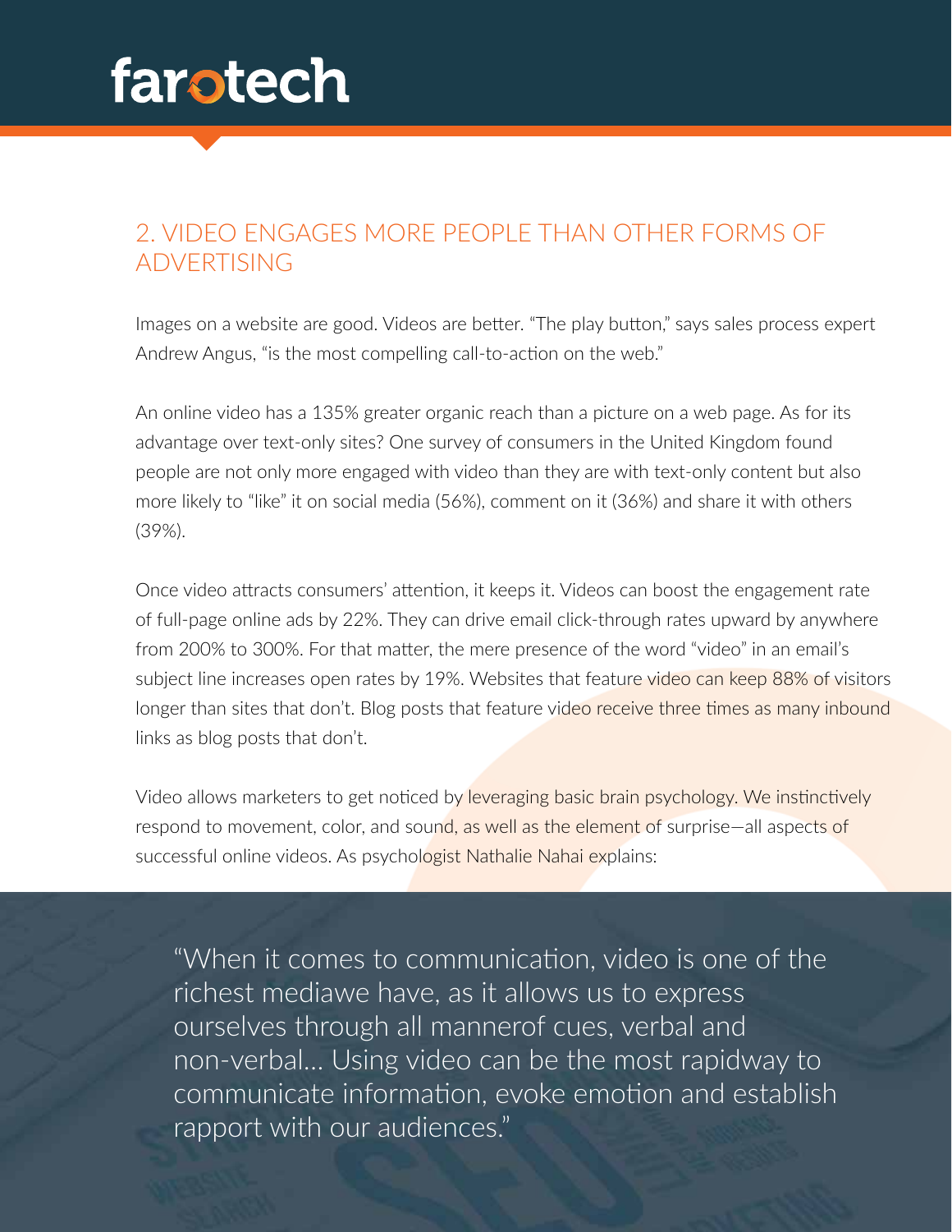## 2. VIDEO ENGAGES MORE PEOPLE THAN OTHER FORMS OF ADVERTISING

Images on a website are good. Videos are better. "The play button," says sales process expert Andrew Angus, "is the most compelling call-to-action on the web."

An online video has a 135% greater organic reach than a picture on a web page. As for its advantage over text-only sites? One survey of consumers in the United Kingdom found people are not only more engaged with video than they are with text-only content but also more likely to "like" it on social media (56%), comment on it (36%) and share it with others (39%).

Once video attracts consumers' attention, it keeps it. Videos can boost the engagement rate of full-page online ads by 22%. They can drive email click-through rates upward by anywhere from 200% to 300%. For that matter, the mere presence of the word "video" in an email's subject line increases open rates by 19%. Websites that feature video can keep 88% of visitors longer than sites that don't. Blog posts that feature video receive three times as many inbound links as blog posts that don't.

Video allows marketers to get noticed by leveraging basic brain psychology. We instinctively respond to movement, color, and sound, as well as the element of surprise—all aspects of successful online videos. As psychologist Nathalie Nahai explains:

> "When it comes to communication, video is one of the richest mediawe have, as it allows us to express ourselves through all mannerof cues, verbal and non-verbal... Using video can be the most rapidway to communicate information, evoke emotion and establish rapport with our audiences."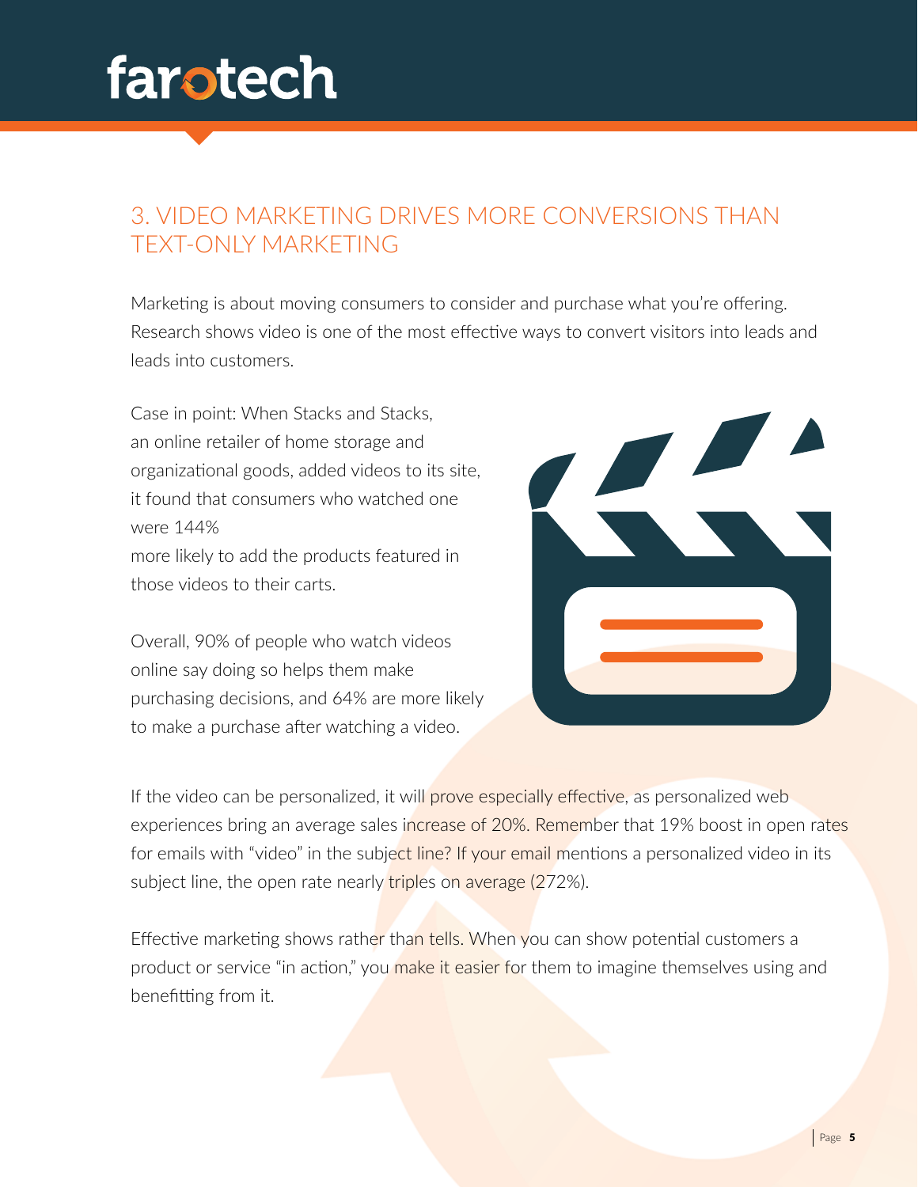## 3. VIDEO MARKETING DRIVES MORE CONVERSIONS THAN TEXT-ONLY MARKETING

Marketing is about moving consumers to consider and purchase what you're offering. Research shows video is one of the most effective ways to convert visitors into leads and leads into customers.

Case in point: When Stacks and Stacks, an online retailer of home storage and organizational goods, added videos to its site, it found that consumers who watched one were 144% more likely to add the products featured in those videos to their carts.

Overall, 90% of people who watch videos online say doing so helps them make purchasing decisions, and 64% are more likely to make a purchase after watching a video.

If the video can be personalized, it will prove especially effective, as personalized web experiences bring an average sales increase of 20%. Remember that 19% boost in open rates for emails with "video" in the subject line? If your email mentions a personalized video in its subject line, the open rate nearly triples on average (272%).

Effective marketing shows rather than tells. When you can show potential customers a product or service "in action," you make it easier for them to imagine themselves using and benefitting from it.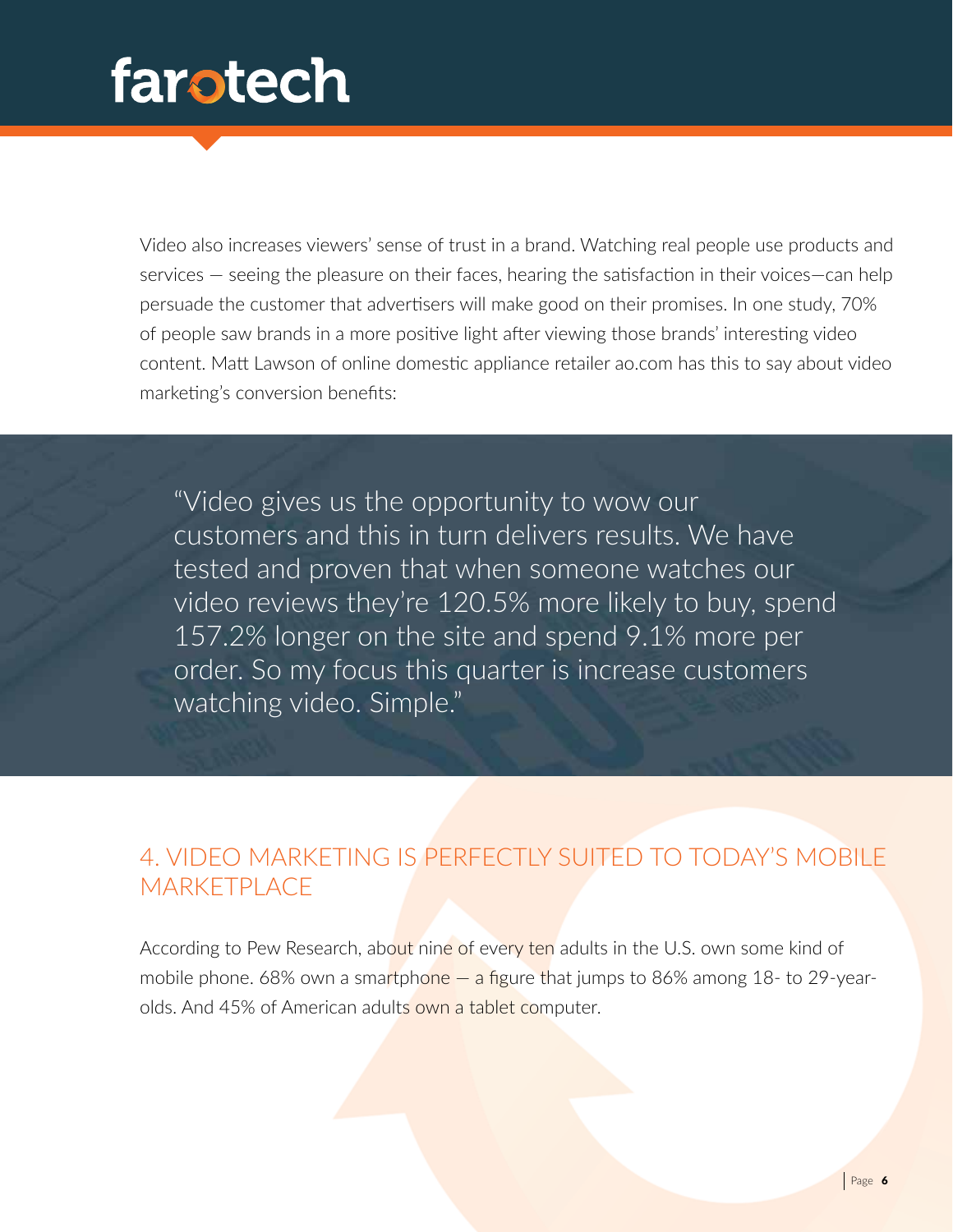Video also increases viewers' sense of trust in a brand. Watching real people use products and services — seeing the pleasure on their faces, hearing the satisfaction in their voices—can help persuade the customer that advertisers will make good on their promises. In one study, 70% of people saw brands in a more positive light after viewing those brands' interesting video content. Matt Lawson of online domestic appliance retailer ao.com has this to say about video marketing's conversion benefits:

> "Video gives us the opportunity to wow our customers and this in turn delivers results. We have tested and proven that when someone watches our video reviews they're 120.5% more likely to buy, spend 157.2% longer on the site and spend 9.1% more per order. So my focus this quarter is increase customers watching video. Simple."

## 4. VIDEO MARKETING IS PERFECTLY SUITED TO TODAY'S MOBILE MARKETPLACE

According to Pew Research, about nine of every ten adults in the U.S. own some kind of mobile phone. 68% own a smartphone — a figure that jumps to 86% among 18- to 29-year-olds. And 45% of American adults own a tablet computer.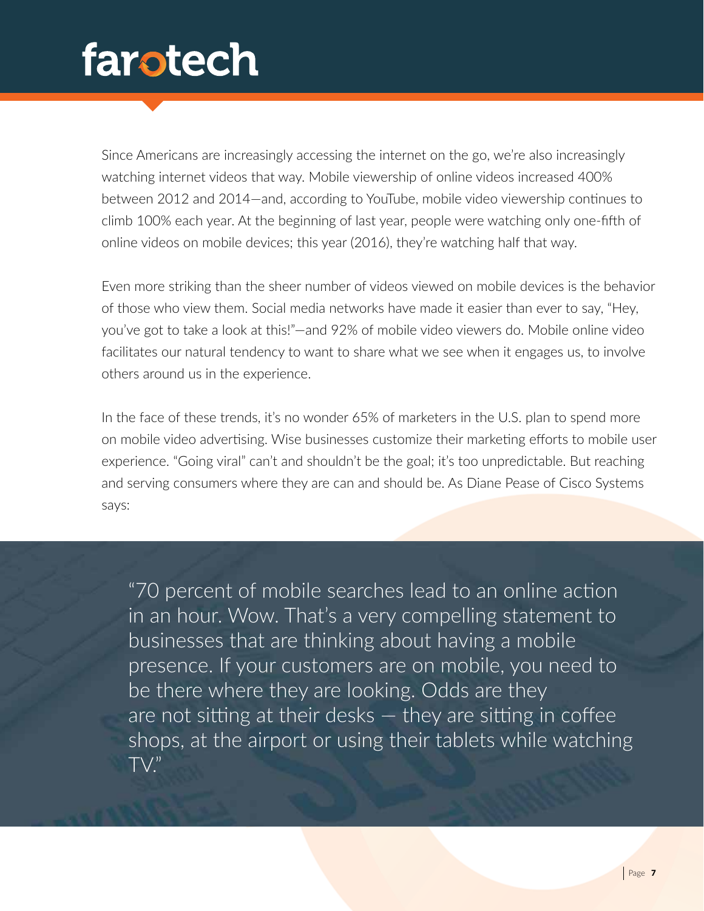Since Americans are increasingly accessing the internet on the go, we're also increasingly watching internet videos that way. Mobile viewership of online videos increased 400% between 2012 and 2014—and, according to YouTube, mobile video viewership continues to climb 100% each year. At the beginning of last year, people were watching only one-fifth of online videos on mobile devices; this year (2016), they're watching half that way.

Even more striking than the sheer number of videos viewed on mobile devices is the behavior of those who view them. Social media networks have made it easier than ever to say, "Hey, you've got to take a look at this!"—and 92% of mobile video viewers do. Mobile online video facilitates our natural tendency to want to share what we see when it engages us, to involve others around us in the experience.

In the face of these trends, it's no wonder 65% of marketers in the U.S. plan to spend more on mobile video advertising. Wise businesses customize their marketing efforts to mobile user experience. "Going viral" can't and shouldn't be the goal; it's too unpredictable. But reaching and serving consumers where they are can and should be. As Diane Pease of Cisco Systems says:

> "70 percent of mobile searches lead to an online action in an hour. Wow. That's a very compelling statement to businesses that are thinking about having a mobile presence. If your customers are on mobile, you need to be there where they are looking. Odds are they are not sitting at their desks — they are sitting in coffee shops, at the airport or using their tablets while watching TV."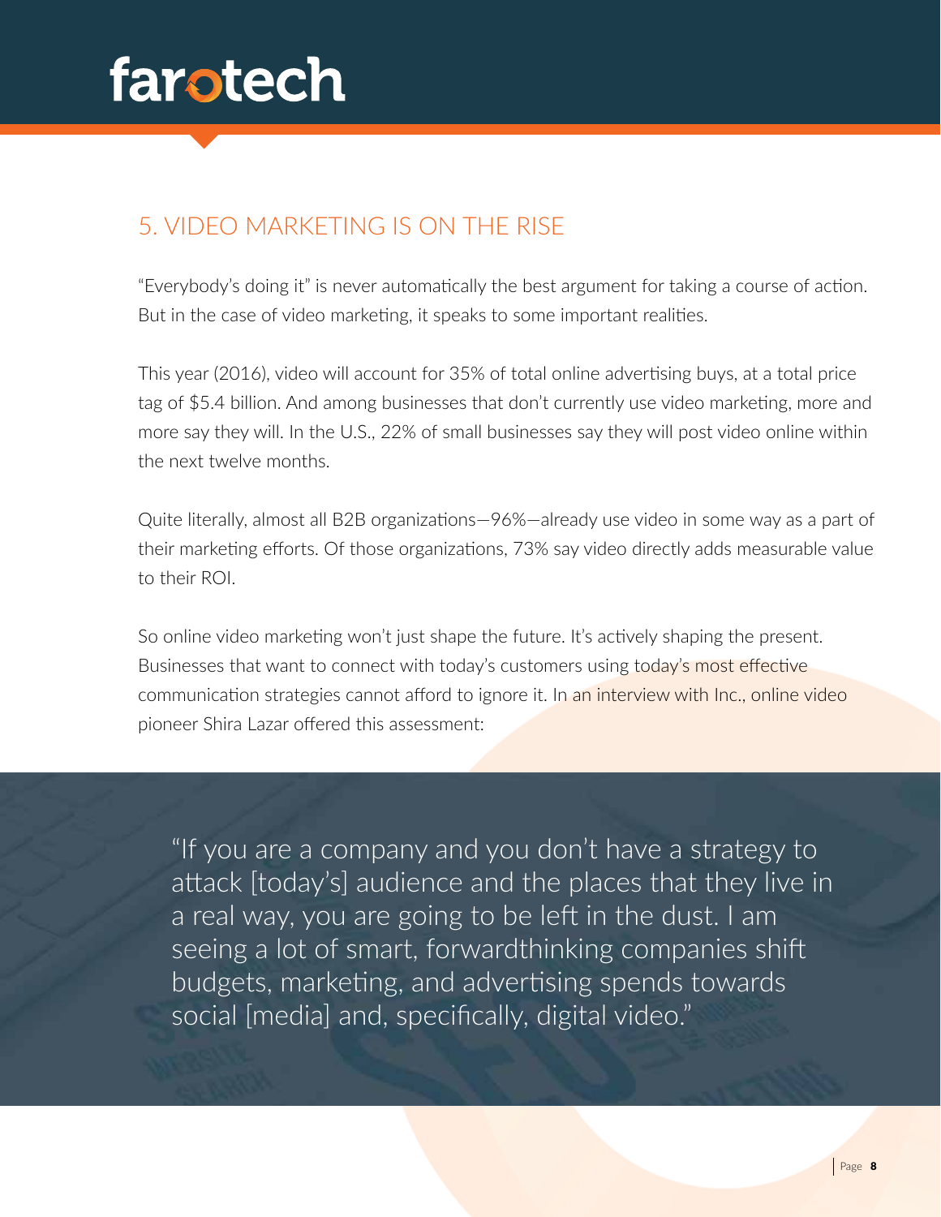## 5. VIDEO MARKETING IS ON THE RISE

"Everybody's doing it" is never automatically the best argument for taking a course of action. But in the case of video marketing, it speaks to some important realities.

This year (2016), video will account for 35% of total online advertising buys, at a total price tag of $5.4 billion. And among businesses that don't currently use video marketing, more and more say they will. In the U.S., 22% of small businesses say they will post video online within the next twelve months.

Quite literally, almost all B2B organizations—96%—already use video in some way as a part of their marketing efforts. Of those organizations, 73% say video directly adds measurable value to their ROI.

So online video marketing won't just shape the future. It's actively shaping the present. Businesses that want to connect with today's customers using today's most effective communication strategies cannot afford to ignore it. In an interview with Inc., online video pioneer Shira Lazar offered this assessment:

> "If you are a company and you don't have a strategy to attack [today's] audience and the places that they live in a real way, you are going to be left in the dust. I am seeing a lot of smart, forwardthinking companies shift budgets, marketing, and advertising spends towards social [media] and, specifically, digital video."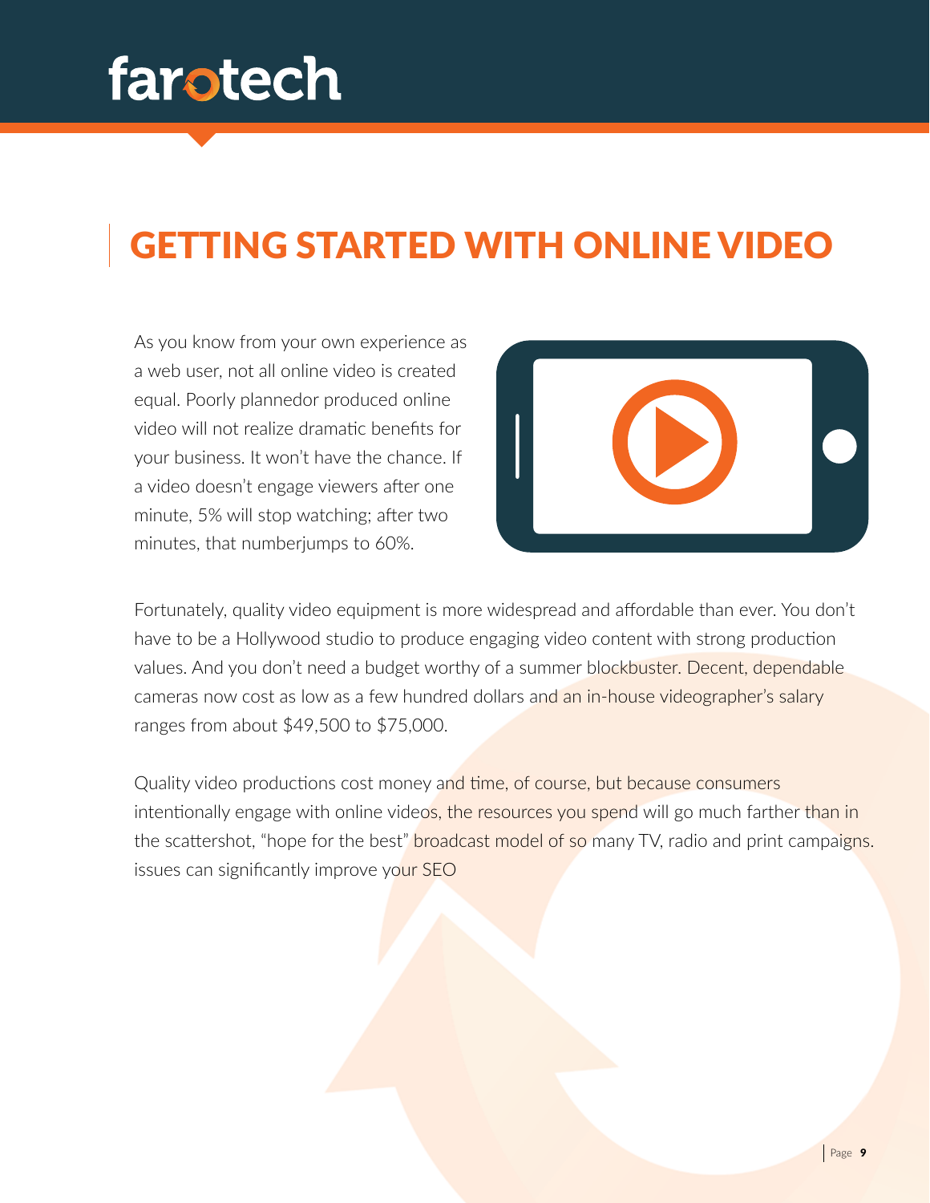# GETTING STARTED WITH ONLINE VIDEO

As you know from your own experience as a web user, not all online video is created equal. Poorly plannedor produced online video will not realize dramatic benefits for your business. It won't have the chance. If a video doesn't engage viewers after one minute, 5% will stop watching; after two minutes, that numberjumps to 60%.

Fortunately, quality video equipment is more widespread and affordable than ever. You don't have to be a Hollywood studio to produce engaging video content with strong production values. And you don't need a budget worthy of a summer blockbuster. Decent, dependable cameras now cost as low as a few hundred dollars and an in-house videographer's salary ranges from about $49,500 to $75,000.

Quality video productions cost money and time, of course, but because consumers intentionally engage with online videos, the resources you spend will go much farther than in the scattershot, "hope for the best" broadcast model of so many TV, radio and print campaigns. issues can significantly improve your SEO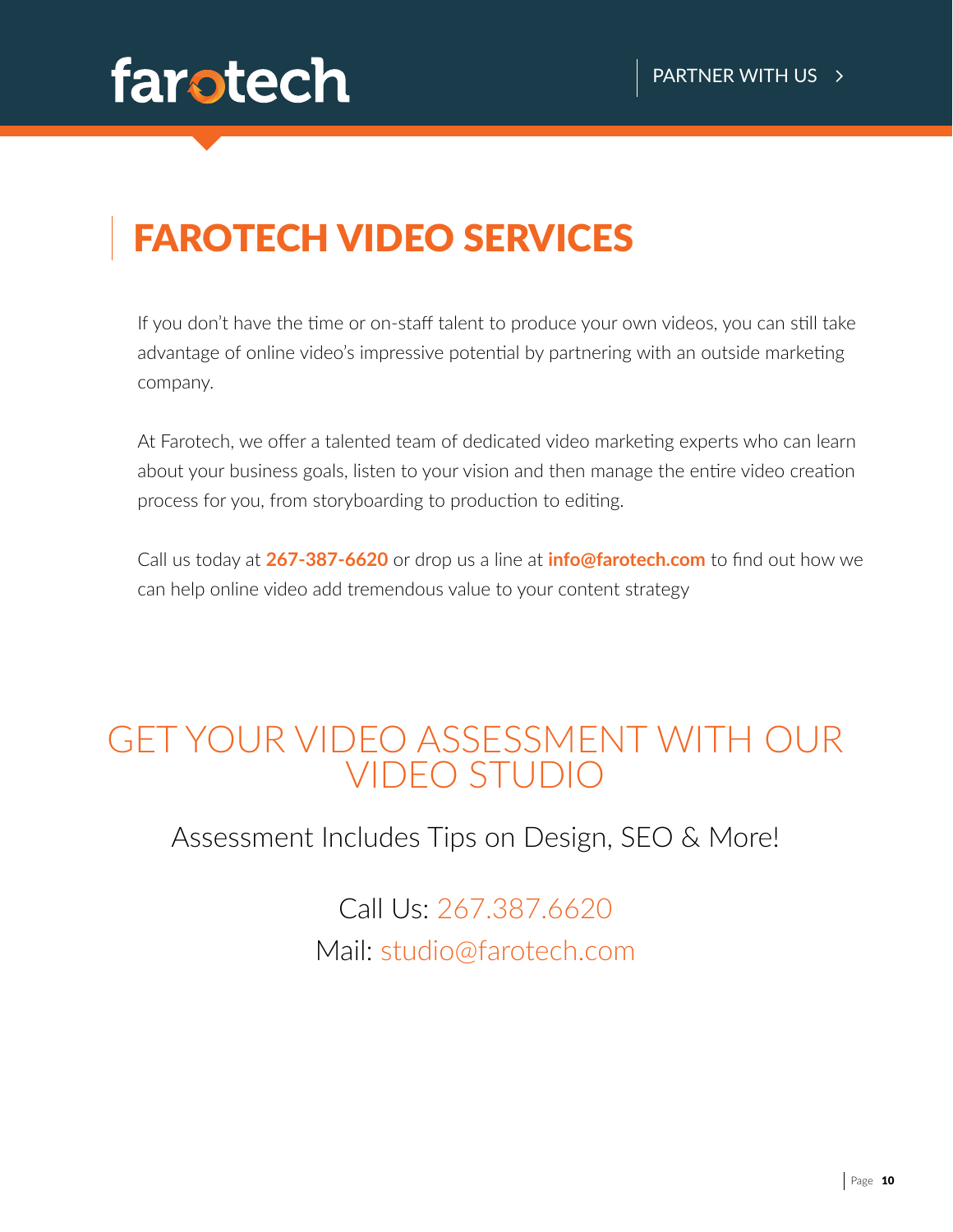# FAROTECH VIDEO SERVICES

If you don't have the time or on-staff talent to produce your own videos, you can still take advantage of online video's impressive potential by partnering with an outside marketing company.

At Farotech, we offer a talented team of dedicated video marketing experts who can learn about your business goals, listen to your vision and then manage the entire video creation process for you, from storyboarding to production to editing.

Call us today at **267-387-6620** or drop us a line at **info@farotech.com** to find out how we can help online video add tremendous value to your content strategy

## GET YOUR VIDEO ASSESSMENT WITH OUR VIDEO STUDIO

Assessment Includes Tips on Design, SEO & More!

Call Us: 267.387.6620
Mail: studio@farotech.com